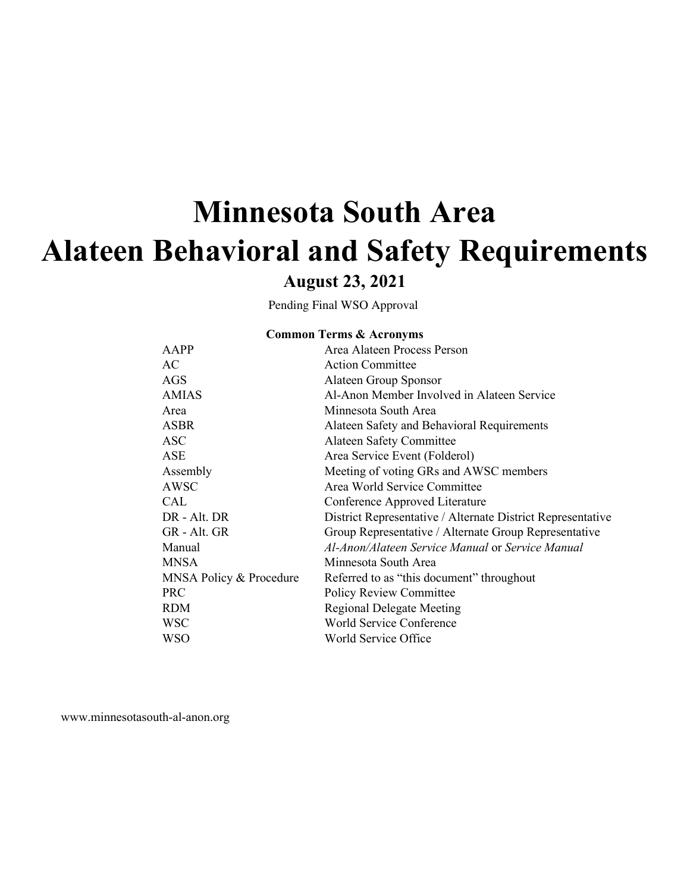# Minnesota South Area
# Alateen Behavioral and Safety Requirements

## August 23, 2021

Pending Final WSO Approval

**Common Terms & Acronyms**

| | |
|---|---|
| AAPP | Area Alateen Process Person |
| AC | Action Committee |
| AGS | Alateen Group Sponsor |
| AMIAS | Al-Anon Member Involved in Alateen Service |
| Area | Minnesota South Area |
| ASBR | Alateen Safety and Behavioral Requirements |
| ASC | Alateen Safety Committee |
| ASE | Area Service Event (Folderol) |
| Assembly | Meeting of voting GRs and AWSC members |
| AWSC | Area World Service Committee |
| CAL | Conference Approved Literature |
| DR - Alt. DR | District Representative / Alternate District Representative |
| GR - Alt. GR | Group Representative / Alternate Group Representative |
| Manual | *Al-Anon/Alateen Service Manual* or *Service Manual* |
| MNSA | Minnesota South Area |
| MNSA Policy & Procedure | Referred to as "this document" throughout |
| PRC | Policy Review Committee |
| RDM | Regional Delegate Meeting |
| WSC | World Service Conference |
| WSO | World Service Office |

www.minnesotasouth-al-anon.org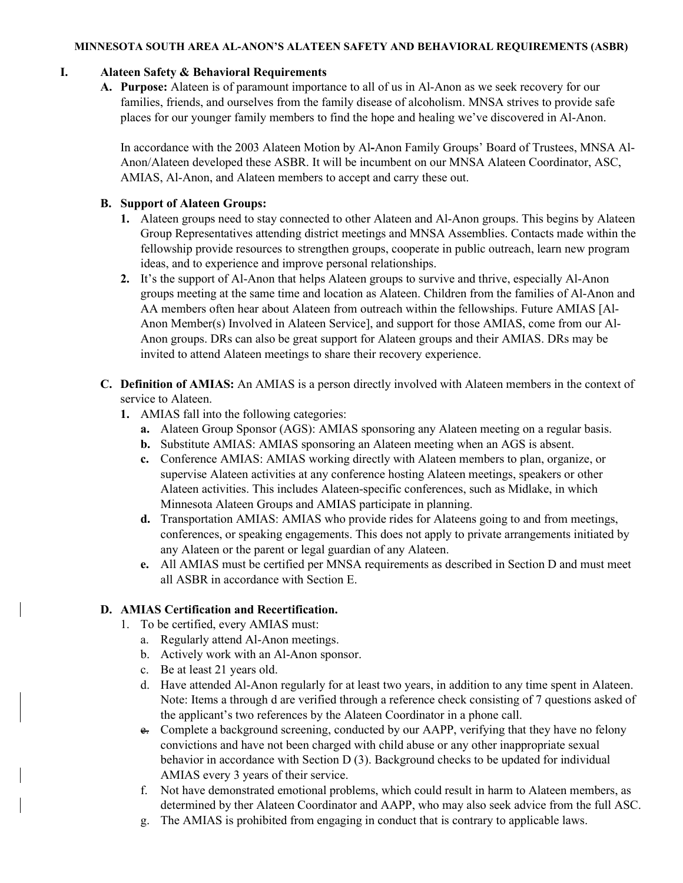**MINNESOTA SOUTH AREA AL-ANON'S ALATEEN SAFETY AND BEHAVIORAL REQUIREMENTS (ASBR)**

# I. Alateen Safety & Behavioral Requirements

**A. Purpose:** Alateen is of paramount importance to all of us in Al-Anon as we seek recovery for our families, friends, and ourselves from the family disease of alcoholism. MNSA strives to provide safe places for our younger family members to find the hope and healing we've discovered in Al-Anon.

In accordance with the 2003 Alateen Motion by Al-Anon Family Groups' Board of Trustees, MNSA Al-Anon/Alateen developed these ASBR. It will be incumbent on our MNSA Alateen Coordinator, ASC, AMIAS, Al-Anon, and Alateen members to accept and carry these out.

**B. Support of Alateen Groups:**

1. Alateen groups need to stay connected to other Alateen and Al-Anon groups. This begins by Alateen Group Representatives attending district meetings and MNSA Assemblies. Contacts made within the fellowship provide resources to strengthen groups, cooperate in public outreach, learn new program ideas, and to experience and improve personal relationships.
2. It's the support of Al-Anon that helps Alateen groups to survive and thrive, especially Al-Anon groups meeting at the same time and location as Alateen. Children from the families of Al-Anon and AA members often hear about Alateen from outreach within the fellowships. Future AMIAS [Al-Anon Member(s) Involved in Alateen Service], and support for those AMIAS, come from our Al-Anon groups. DRs can also be great support for Alateen groups and their AMIAS. DRs may be invited to attend Alateen meetings to share their recovery experience.

**C. Definition of AMIAS:** An AMIAS is a person directly involved with Alateen members in the context of service to Alateen.

1. AMIAS fall into the following categories:
   - **a.** Alateen Group Sponsor (AGS): AMIAS sponsoring any Alateen meeting on a regular basis.
   - **b.** Substitute AMIAS: AMIAS sponsoring an Alateen meeting when an AGS is absent.
   - **c.** Conference AMIAS: AMIAS working directly with Alateen members to plan, organize, or supervise Alateen activities at any conference hosting Alateen meetings, speakers or other Alateen activities. This includes Alateen-specific conferences, such as Midlake, in which Minnesota Alateen Groups and AMIAS participate in planning.
   - **d.** Transportation AMIAS: AMIAS who provide rides for Alateens going to and from meetings, conferences, or speaking engagements. This does not apply to private arrangements initiated by any Alateen or the parent or legal guardian of any Alateen.
   - **e.** All AMIAS must be certified per MNSA requirements as described in Section D and must meet all ASBR in accordance with Section E.

**D. AMIAS Certification and Recertification.**

1. To be certified, every AMIAS must:
   - a. Regularly attend Al-Anon meetings.
   - b. Actively work with an Al-Anon sponsor.
   - c. Be at least 21 years old.
   - d. Have attended Al-Anon regularly for at least two years, in addition to any time spent in Alateen. Note: Items a through d are verified through a reference check consisting of 7 questions asked of the applicant's two references by the Alateen Coordinator in a phone call.
   - ~~e.~~ Complete a background screening, conducted by our AAPP, verifying that they have no felony convictions and have not been charged with child abuse or any other inappropriate sexual behavior in accordance with Section D (3). Background checks to be updated for individual AMIAS every 3 years of their service.
   - f. Not have demonstrated emotional problems, which could result in harm to Alateen members, as determined by ther Alateen Coordinator and AAPP, who may also seek advice from the full ASC.
   - g. The AMIAS is prohibited from engaging in conduct that is contrary to applicable laws.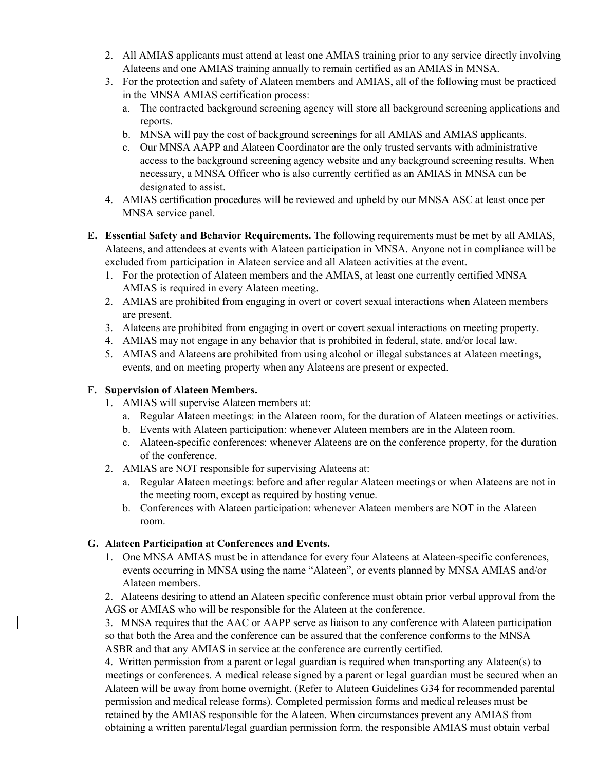2. All AMIAS applicants must attend at least one AMIAS training prior to any service directly involving Alateens and one AMIAS training annually to remain certified as an AMIAS in MNSA.
3. For the protection and safety of Alateen members and AMIAS, all of the following must be practiced in the MNSA AMIAS certification process:
   a. The contracted background screening agency will store all background screening applications and reports.
   b. MNSA will pay the cost of background screenings for all AMIAS and AMIAS applicants.
   c. Our MNSA AAPP and Alateen Coordinator are the only trusted servants with administrative access to the background screening agency website and any background screening results. When necessary, a MNSA Officer who is also currently certified as an AMIAS in MNSA can be designated to assist.
4. AMIAS certification procedures will be reviewed and upheld by our MNSA ASC at least once per MNSA service panel.

**E. Essential Safety and Behavior Requirements.** The following requirements must be met by all AMIAS, Alateens, and attendees at events with Alateen participation in MNSA. Anyone not in compliance will be excluded from participation in Alateen service and all Alateen activities at the event.

1. For the protection of Alateen members and the AMIAS, at least one currently certified MNSA AMIAS is required in every Alateen meeting.
2. AMIAS are prohibited from engaging in overt or covert sexual interactions when Alateen members are present.
3. Alateens are prohibited from engaging in overt or covert sexual interactions on meeting property.
4. AMIAS may not engage in any behavior that is prohibited in federal, state, and/or local law.
5. AMIAS and Alateens are prohibited from using alcohol or illegal substances at Alateen meetings, events, and on meeting property when any Alateens are present or expected.

**F. Supervision of Alateen Members.**

1. AMIAS will supervise Alateen members at:
   a. Regular Alateen meetings: in the Alateen room, for the duration of Alateen meetings or activities.
   b. Events with Alateen participation: whenever Alateen members are in the Alateen room.
   c. Alateen-specific conferences: whenever Alateens are on the conference property, for the duration of the conference.
2. AMIAS are NOT responsible for supervising Alateens at:
   a. Regular Alateen meetings: before and after regular Alateen meetings or when Alateens are not in the meeting room, except as required by hosting venue.
   b. Conferences with Alateen participation: whenever Alateen members are NOT in the Alateen room.

**G. Alateen Participation at Conferences and Events.**

1. One MNSA AMIAS must be in attendance for every four Alateens at Alateen-specific conferences, events occurring in MNSA using the name "Alateen", or events planned by MNSA AMIAS and/or Alateen members.
2. Alateens desiring to attend an Alateen specific conference must obtain prior verbal approval from the AGS or AMIAS who will be responsible for the Alateen at the conference.
3. MNSA requires that the AAC or AAPP serve as liaison to any conference with Alateen participation so that both the Area and the conference can be assured that the conference conforms to the MNSA ASBR and that any AMIAS in service at the conference are currently certified.
4. Written permission from a parent or legal guardian is required when transporting any Alateen(s) to meetings or conferences. A medical release signed by a parent or legal guardian must be secured when an Alateen will be away from home overnight. (Refer to Alateen Guidelines G34 for recommended parental permission and medical release forms). Completed permission forms and medical releases must be retained by the AMIAS responsible for the Alateen. When circumstances prevent any AMIAS from obtaining a written parental/legal guardian permission form, the responsible AMIAS must obtain verbal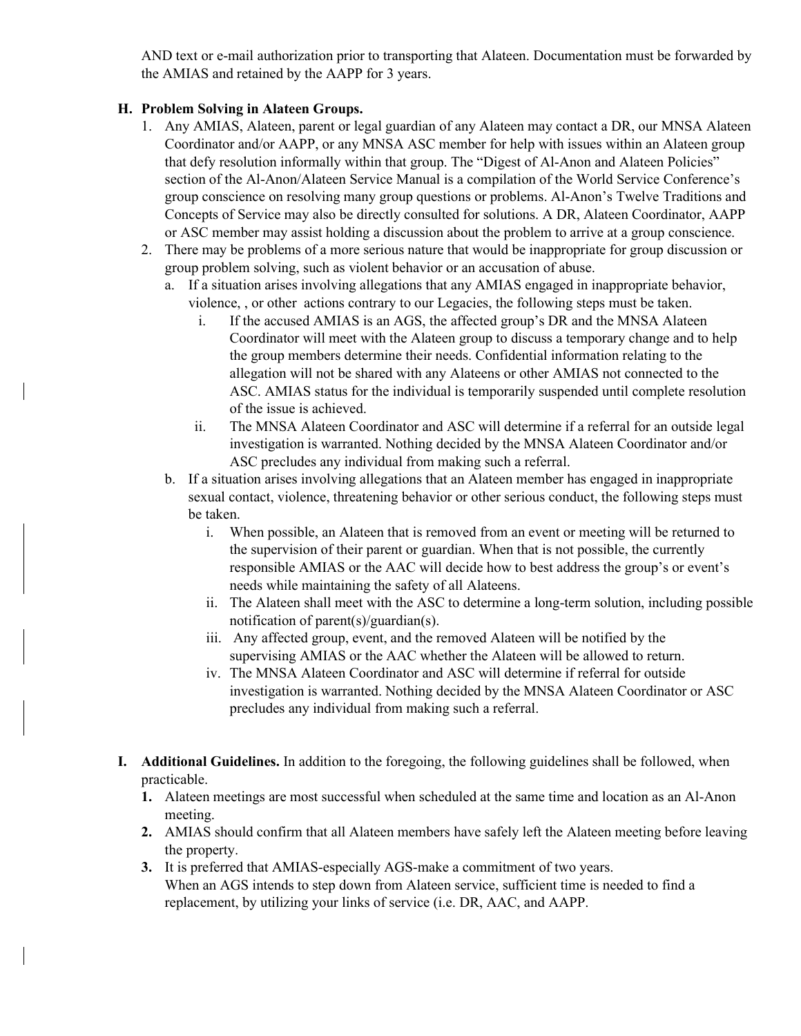AND text or e-mail authorization prior to transporting that Alateen. Documentation must be forwarded by the AMIAS and retained by the AAPP for 3 years.

**H. Problem Solving in Alateen Groups.**

1. Any AMIAS, Alateen, parent or legal guardian of any Alateen may contact a DR, our MNSA Alateen Coordinator and/or AAPP, or any MNSA ASC member for help with issues within an Alateen group that defy resolution informally within that group. The "Digest of Al-Anon and Alateen Policies" section of the Al-Anon/Alateen Service Manual is a compilation of the World Service Conference's group conscience on resolving many group questions or problems. Al-Anon's Twelve Traditions and Concepts of Service may also be directly consulted for solutions. A DR, Alateen Coordinator, AAPP or ASC member may assist holding a discussion about the problem to arrive at a group conscience.
2. There may be problems of a more serious nature that would be inappropriate for group discussion or group problem solving, such as violent behavior or an accusation of abuse.
   a. If a situation arises involving allegations that any AMIAS engaged in inappropriate behavior, violence, , or other actions contrary to our Legacies, the following steps must be taken.
      i. If the accused AMIAS is an AGS, the affected group's DR and the MNSA Alateen Coordinator will meet with the Alateen group to discuss a temporary change and to help the group members determine their needs. Confidential information relating to the allegation will not be shared with any Alateens or other AMIAS not connected to the ASC. AMIAS status for the individual is temporarily suspended until complete resolution of the issue is achieved.
      ii. The MNSA Alateen Coordinator and ASC will determine if a referral for an outside legal investigation is warranted. Nothing decided by the MNSA Alateen Coordinator and/or ASC precludes any individual from making such a referral.

   b. If a situation arises involving allegations that an Alateen member has engaged in inappropriate sexual contact, violence, threatening behavior or other serious conduct, the following steps must be taken.
      i. When possible, an Alateen that is removed from an event or meeting will be returned to the supervision of their parent or guardian. When that is not possible, the currently responsible AMIAS or the AAC will decide how to best address the group's or event's needs while maintaining the safety of all Alateens.
      ii. The Alateen shall meet with the ASC to determine a long-term solution, including possible notification of parent(s)/guardian(s).
      iii. Any affected group, event, and the removed Alateen will be notified by the supervising AMIAS or the AAC whether the Alateen will be allowed to return.
      iv. The MNSA Alateen Coordinator and ASC will determine if referral for outside investigation is warranted. Nothing decided by the MNSA Alateen Coordinator or ASC precludes any individual from making such a referral.

**I. Additional Guidelines.** In addition to the foregoing, the following guidelines shall be followed, when practicable.

1. Alateen meetings are most successful when scheduled at the same time and location as an Al-Anon meeting.
2. AMIAS should confirm that all Alateen members have safely left the Alateen meeting before leaving the property.
3. It is preferred that AMIAS-especially AGS-make a commitment of two years.
   When an AGS intends to step down from Alateen service, sufficient time is needed to find a replacement, by utilizing your links of service (i.e. DR, AAC, and AAPP.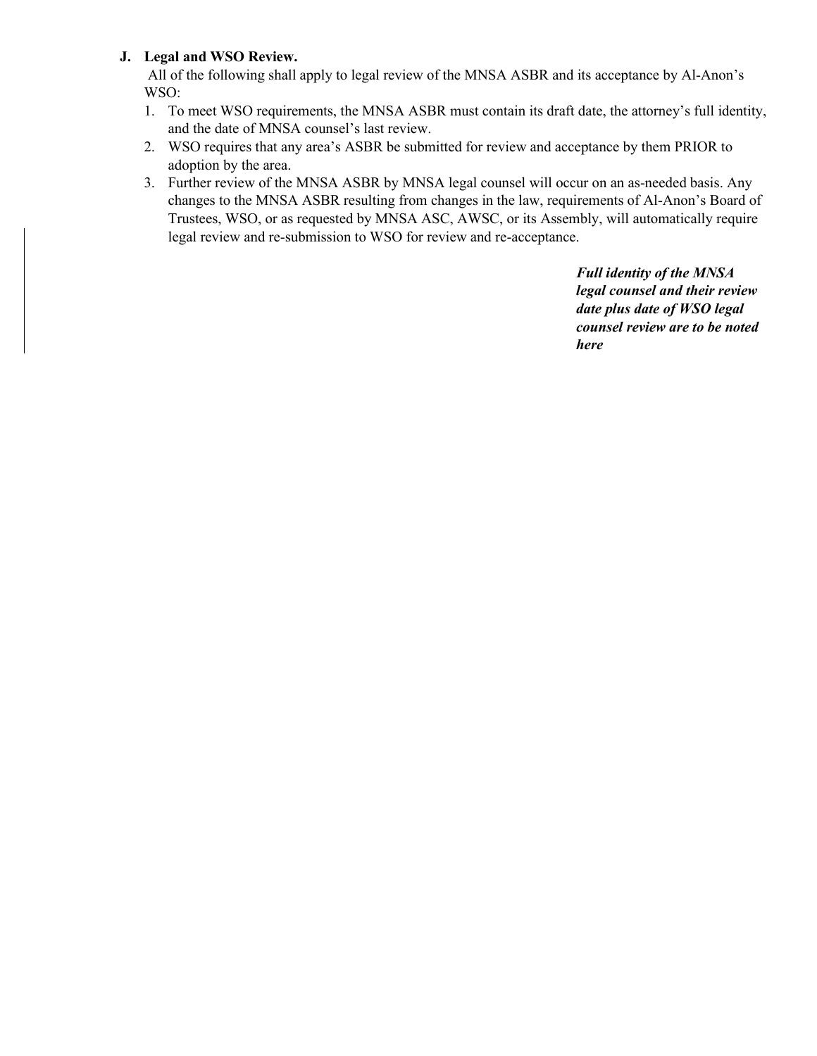**J. Legal and WSO Review.**

All of the following shall apply to legal review of the MNSA ASBR and its acceptance by Al-Anon's WSO:

1. To meet WSO requirements, the MNSA ASBR must contain its draft date, the attorney's full identity, and the date of MNSA counsel's last review.
2. WSO requires that any area's ASBR be submitted for review and acceptance by them PRIOR to adoption by the area.
3. Further review of the MNSA ASBR by MNSA legal counsel will occur on an as-needed basis. Any changes to the MNSA ASBR resulting from changes in the law, requirements of Al-Anon's Board of Trustees, WSO, or as requested by MNSA ASC, AWSC, or its Assembly, will automatically require legal review and re-submission to WSO for review and re-acceptance.

***Full identity of the MNSA legal counsel and their review date plus date of WSO legal counsel review are to be noted here***